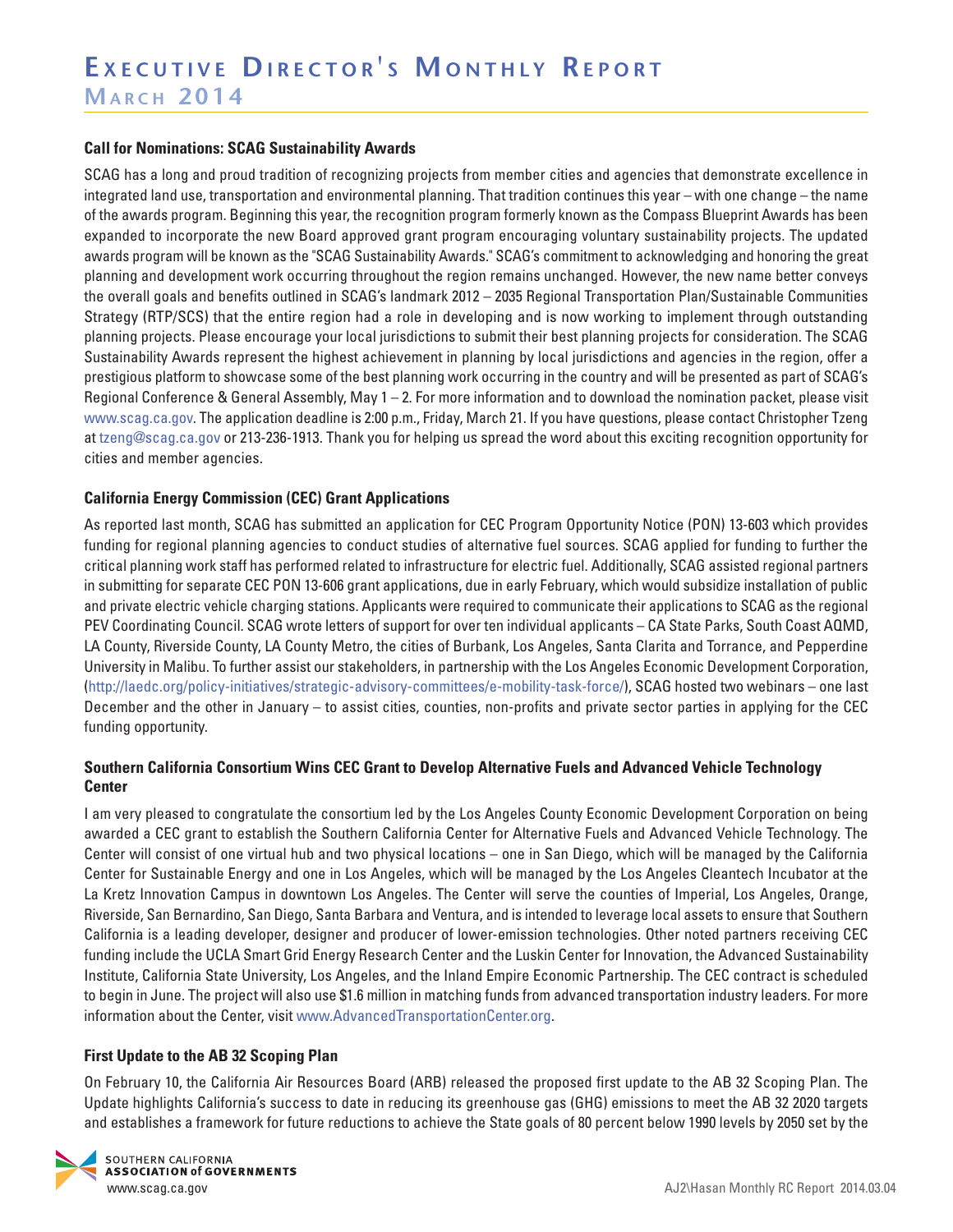# Executive Director's Monthly Report

## March 2014

### Call for Nominations: SCAG Sustainability Awards

SCAG has a long and proud tradition of recognizing projects from member cities and agencies that demonstrate excellence in integrated land use, transportation and environmental planning. That tradition continues this year – with one change – the name of the awards program. Beginning this year, the recognition program formerly known as the Compass Blueprint Awards has been expanded to incorporate the new Board approved grant program encouraging voluntary sustainability projects. The updated awards program will be known as the "SCAG Sustainability Awards." SCAG's commitment to acknowledging and honoring the great planning and development work occurring throughout the region remains unchanged. However, the new name better conveys the overall goals and benefits outlined in SCAG's landmark 2012 – 2035 Regional Transportation Plan/Sustainable Communities Strategy (RTP/SCS) that the entire region had a role in developing and is now working to implement through outstanding planning projects. Please encourage your local jurisdictions to submit their best planning projects for consideration. The SCAG Sustainability Awards represent the highest achievement in planning by local jurisdictions and agencies in the region, offer a prestigious platform to showcase some of the best planning work occurring in the country and will be presented as part of SCAG's Regional Conference & General Assembly, May 1 – 2. For more information and to download the nomination packet, please visit www.scag.ca.gov. The application deadline is 2:00 p.m., Friday, March 21. If you have questions, please contact Christopher Tzeng at tzeng@scag.ca.gov or 213-236-1913. Thank you for helping us spread the word about this exciting recognition opportunity for cities and member agencies.

### California Energy Commission (CEC) Grant Applications

As reported last month, SCAG has submitted an application for CEC Program Opportunity Notice (PON) 13-603 which provides funding for regional planning agencies to conduct studies of alternative fuel sources. SCAG applied for funding to further the critical planning work staff has performed related to infrastructure for electric fuel. Additionally, SCAG assisted regional partners in submitting for separate CEC PON 13-606 grant applications, due in early February, which would subsidize installation of public and private electric vehicle charging stations. Applicants were required to communicate their applications to SCAG as the regional PEV Coordinating Council. SCAG wrote letters of support for over ten individual applicants – CA State Parks, South Coast AQMD, LA County, Riverside County, LA County Metro, the cities of Burbank, Los Angeles, Santa Clarita and Torrance, and Pepperdine University in Malibu. To further assist our stakeholders, in partnership with the Los Angeles Economic Development Corporation, (http://laedc.org/policy-initiatives/strategic-advisory-committees/e-mobility-task-force/), SCAG hosted two webinars – one last December and the other in January – to assist cities, counties, non-profits and private sector parties in applying for the CEC funding opportunity.

### Southern California Consortium Wins CEC Grant to Develop Alternative Fuels and Advanced Vehicle Technology Center

I am very pleased to congratulate the consortium led by the Los Angeles County Economic Development Corporation on being awarded a CEC grant to establish the Southern California Center for Alternative Fuels and Advanced Vehicle Technology. The Center will consist of one virtual hub and two physical locations – one in San Diego, which will be managed by the California Center for Sustainable Energy and one in Los Angeles, which will be managed by the Los Angeles Cleantech Incubator at the La Kretz Innovation Campus in downtown Los Angeles. The Center will serve the counties of Imperial, Los Angeles, Orange, Riverside, San Bernardino, San Diego, Santa Barbara and Ventura, and is intended to leverage local assets to ensure that Southern California is a leading developer, designer and producer of lower-emission technologies. Other noted partners receiving CEC funding include the UCLA Smart Grid Energy Research Center and the Luskin Center for Innovation, the Advanced Sustainability Institute, California State University, Los Angeles, and the Inland Empire Economic Partnership. The CEC contract is scheduled to begin in June. The project will also use $1.6 million in matching funds from advanced transportation industry leaders. For more information about the Center, visit www.AdvancedTransportationCenter.org.

### First Update to the AB 32 Scoping Plan

On February 10, the California Air Resources Board (ARB) released the proposed first update to the AB 32 Scoping Plan. The Update highlights California's success to date in reducing its greenhouse gas (GHG) emissions to meet the AB 32 2020 targets and establishes a framework for future reductions to achieve the State goals of 80 percent below 1990 levels by 2050 set by the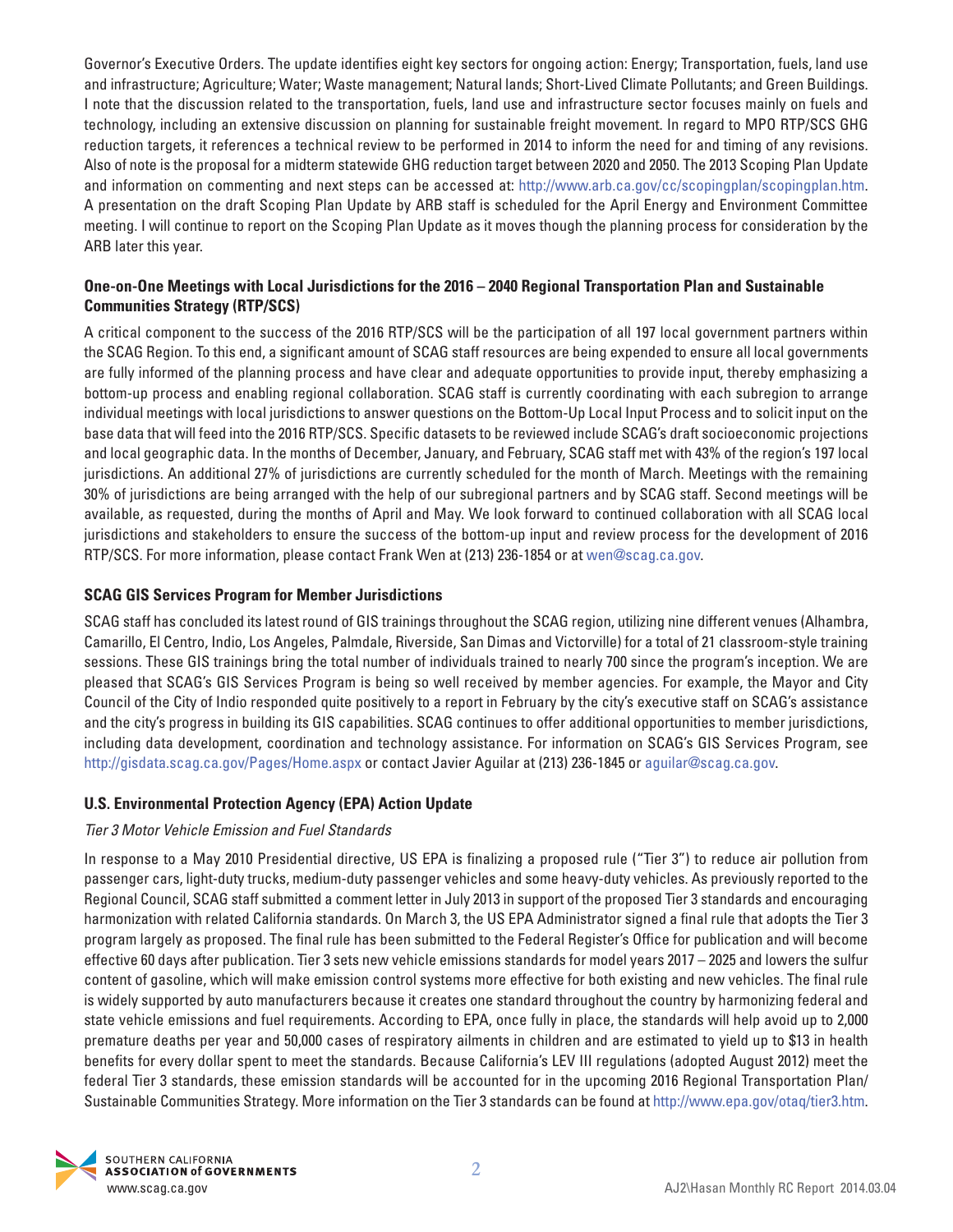Governor's Executive Orders. The update identifies eight key sectors for ongoing action: Energy; Transportation, fuels, land use and infrastructure; Agriculture; Water; Waste management; Natural lands; Short-Lived Climate Pollutants; and Green Buildings. I note that the discussion related to the transportation, fuels, land use and infrastructure sector focuses mainly on fuels and technology, including an extensive discussion on planning for sustainable freight movement. In regard to MPO RTP/SCS GHG reduction targets, it references a technical review to be performed in 2014 to inform the need for and timing of any revisions. Also of note is the proposal for a midterm statewide GHG reduction target between 2020 and 2050. The 2013 Scoping Plan Update and information on commenting and next steps can be accessed at: http://www.arb.ca.gov/cc/scopingplan/scopingplan.htm. A presentation on the draft Scoping Plan Update by ARB staff is scheduled for the April Energy and Environment Committee meeting. I will continue to report on the Scoping Plan Update as it moves though the planning process for consideration by the ARB later this year.

### One-on-One Meetings with Local Jurisdictions for the 2016 – 2040 Regional Transportation Plan and Sustainable Communities Strategy (RTP/SCS)

A critical component to the success of the 2016 RTP/SCS will be the participation of all 197 local government partners within the SCAG Region. To this end, a significant amount of SCAG staff resources are being expended to ensure all local governments are fully informed of the planning process and have clear and adequate opportunities to provide input, thereby emphasizing a bottom-up process and enabling regional collaboration. SCAG staff is currently coordinating with each subregion to arrange individual meetings with local jurisdictions to answer questions on the Bottom-Up Local Input Process and to solicit input on the base data that will feed into the 2016 RTP/SCS. Specific datasets to be reviewed include SCAG's draft socioeconomic projections and local geographic data. In the months of December, January, and February, SCAG staff met with 43% of the region's 197 local jurisdictions. An additional 27% of jurisdictions are currently scheduled for the month of March. Meetings with the remaining 30% of jurisdictions are being arranged with the help of our subregional partners and by SCAG staff. Second meetings will be available, as requested, during the months of April and May. We look forward to continued collaboration with all SCAG local jurisdictions and stakeholders to ensure the success of the bottom-up input and review process for the development of 2016 RTP/SCS. For more information, please contact Frank Wen at (213) 236-1854 or at wen@scag.ca.gov.

### SCAG GIS Services Program for Member Jurisdictions

SCAG staff has concluded its latest round of GIS trainings throughout the SCAG region, utilizing nine different venues (Alhambra, Camarillo, El Centro, Indio, Los Angeles, Palmdale, Riverside, San Dimas and Victorville) for a total of 21 classroom-style training sessions. These GIS trainings bring the total number of individuals trained to nearly 700 since the program's inception. We are pleased that SCAG's GIS Services Program is being so well received by member agencies. For example, the Mayor and City Council of the City of Indio responded quite positively to a report in February by the city's executive staff on SCAG's assistance and the city's progress in building its GIS capabilities. SCAG continues to offer additional opportunities to member jurisdictions, including data development, coordination and technology assistance. For information on SCAG's GIS Services Program, see http://gisdata.scag.ca.gov/Pages/Home.aspx or contact Javier Aguilar at (213) 236-1845 or aguilar@scag.ca.gov.

### U.S. Environmental Protection Agency (EPA) Action Update

*Tier 3 Motor Vehicle Emission and Fuel Standards*

In response to a May 2010 Presidential directive, US EPA is finalizing a proposed rule ("Tier 3") to reduce air pollution from passenger cars, light-duty trucks, medium-duty passenger vehicles and some heavy-duty vehicles. As previously reported to the Regional Council, SCAG staff submitted a comment letter in July 2013 in support of the proposed Tier 3 standards and encouraging harmonization with related California standards. On March 3, the US EPA Administrator signed a final rule that adopts the Tier 3 program largely as proposed. The final rule has been submitted to the Federal Register's Office for publication and will become effective 60 days after publication. Tier 3 sets new vehicle emissions standards for model years 2017 – 2025 and lowers the sulfur content of gasoline, which will make emission control systems more effective for both existing and new vehicles. The final rule is widely supported by auto manufacturers because it creates one standard throughout the country by harmonizing federal and state vehicle emissions and fuel requirements. According to EPA, once fully in place, the standards will help avoid up to 2,000 premature deaths per year and 50,000 cases of respiratory ailments in children and are estimated to yield up to $13 in health benefits for every dollar spent to meet the standards. Because California's LEV III regulations (adopted August 2012) meet the federal Tier 3 standards, these emission standards will be accounted for in the upcoming 2016 Regional Transportation Plan/ Sustainable Communities Strategy. More information on the Tier 3 standards can be found at http://www.epa.gov/otaq/tier3.htm.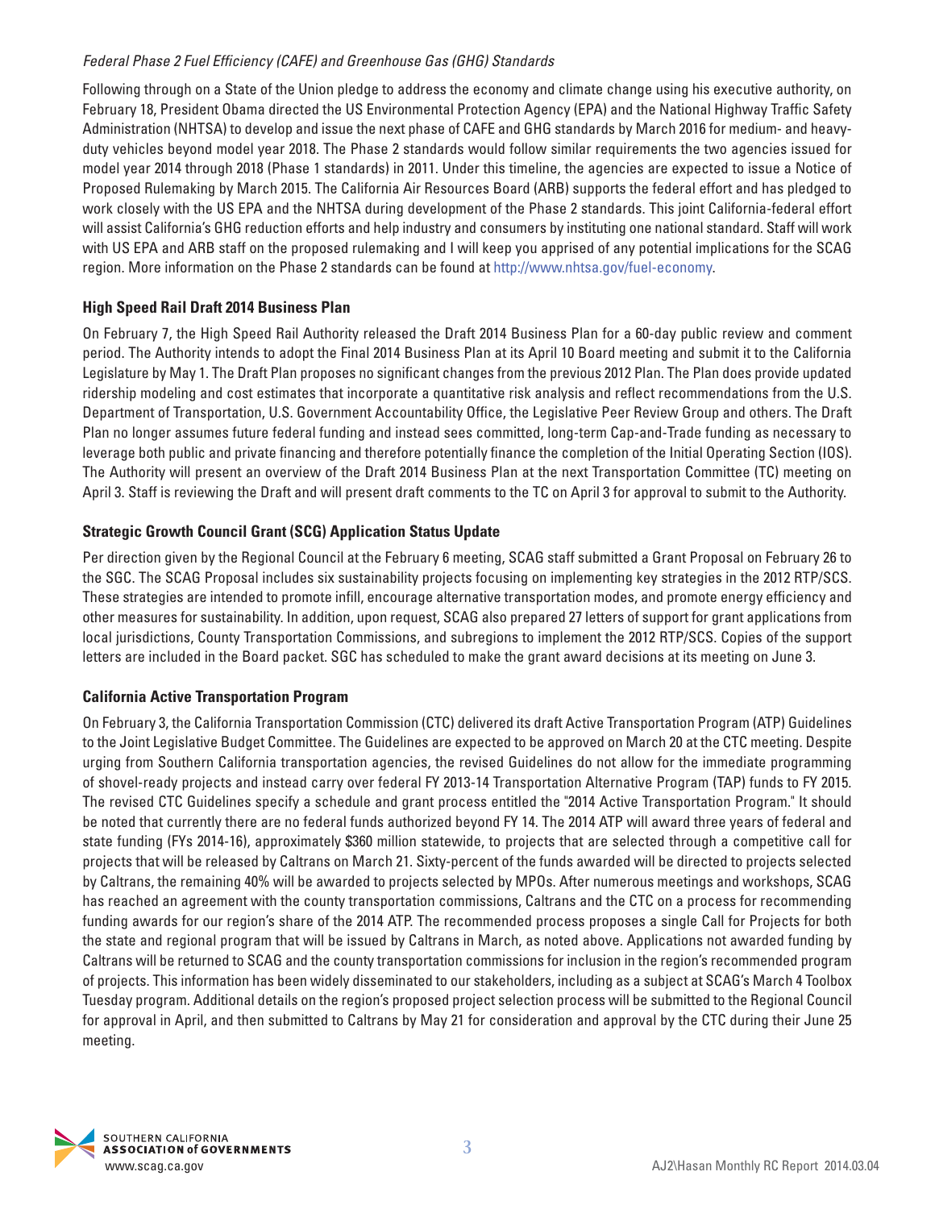*Federal Phase 2 Fuel Efficiency (CAFE) and Greenhouse Gas (GHG) Standards*

Following through on a State of the Union pledge to address the economy and climate change using his executive authority, on February 18, President Obama directed the US Environmental Protection Agency (EPA) and the National Highway Traffic Safety Administration (NHTSA) to develop and issue the next phase of CAFE and GHG standards by March 2016 for medium- and heavy-duty vehicles beyond model year 2018. The Phase 2 standards would follow similar requirements the two agencies issued for model year 2014 through 2018 (Phase 1 standards) in 2011. Under this timeline, the agencies are expected to issue a Notice of Proposed Rulemaking by March 2015. The California Air Resources Board (ARB) supports the federal effort and has pledged to work closely with the US EPA and the NHTSA during development of the Phase 2 standards. This joint California-federal effort will assist California's GHG reduction efforts and help industry and consumers by instituting one national standard. Staff will work with US EPA and ARB staff on the proposed rulemaking and I will keep you apprised of any potential implications for the SCAG region. More information on the Phase 2 standards can be found at http://www.nhtsa.gov/fuel-economy.

**High Speed Rail Draft 2014 Business Plan**

On February 7, the High Speed Rail Authority released the Draft 2014 Business Plan for a 60-day public review and comment period. The Authority intends to adopt the Final 2014 Business Plan at its April 10 Board meeting and submit it to the California Legislature by May 1. The Draft Plan proposes no significant changes from the previous 2012 Plan. The Plan does provide updated ridership modeling and cost estimates that incorporate a quantitative risk analysis and reflect recommendations from the U.S. Department of Transportation, U.S. Government Accountability Office, the Legislative Peer Review Group and others. The Draft Plan no longer assumes future federal funding and instead sees committed, long-term Cap-and-Trade funding as necessary to leverage both public and private financing and therefore potentially finance the completion of the Initial Operating Section (IOS). The Authority will present an overview of the Draft 2014 Business Plan at the next Transportation Committee (TC) meeting on April 3. Staff is reviewing the Draft and will present draft comments to the TC on April 3 for approval to submit to the Authority.

**Strategic Growth Council Grant (SCG) Application Status Update**

Per direction given by the Regional Council at the February 6 meeting, SCAG staff submitted a Grant Proposal on February 26 to the SGC. The SCAG Proposal includes six sustainability projects focusing on implementing key strategies in the 2012 RTP/SCS. These strategies are intended to promote infill, encourage alternative transportation modes, and promote energy efficiency and other measures for sustainability. In addition, upon request, SCAG also prepared 27 letters of support for grant applications from local jurisdictions, County Transportation Commissions, and subregions to implement the 2012 RTP/SCS. Copies of the support letters are included in the Board packet. SGC has scheduled to make the grant award decisions at its meeting on June 3.

**California Active Transportation Program**

On February 3, the California Transportation Commission (CTC) delivered its draft Active Transportation Program (ATP) Guidelines to the Joint Legislative Budget Committee. The Guidelines are expected to be approved on March 20 at the CTC meeting. Despite urging from Southern California transportation agencies, the revised Guidelines do not allow for the immediate programming of shovel-ready projects and instead carry over federal FY 2013-14 Transportation Alternative Program (TAP) funds to FY 2015. The revised CTC Guidelines specify a schedule and grant process entitled the "2014 Active Transportation Program." It should be noted that currently there are no federal funds authorized beyond FY 14. The 2014 ATP will award three years of federal and state funding (FYs 2014-16), approximately $360 million statewide, to projects that are selected through a competitive call for projects that will be released by Caltrans on March 21. Sixty-percent of the funds awarded will be directed to projects selected by Caltrans, the remaining 40% will be awarded to projects selected by MPOs. After numerous meetings and workshops, SCAG has reached an agreement with the county transportation commissions, Caltrans and the CTC on a process for recommending funding awards for our region's share of the 2014 ATP. The recommended process proposes a single Call for Projects for both the state and regional program that will be issued by Caltrans in March, as noted above. Applications not awarded funding by Caltrans will be returned to SCAG and the county transportation commissions for inclusion in the region's recommended program of projects. This information has been widely disseminated to our stakeholders, including as a subject at SCAG's March 4 Toolbox Tuesday program. Additional details on the region's proposed project selection process will be submitted to the Regional Council for approval in April, and then submitted to Caltrans by May 21 for consideration and approval by the CTC during their June 25 meeting.